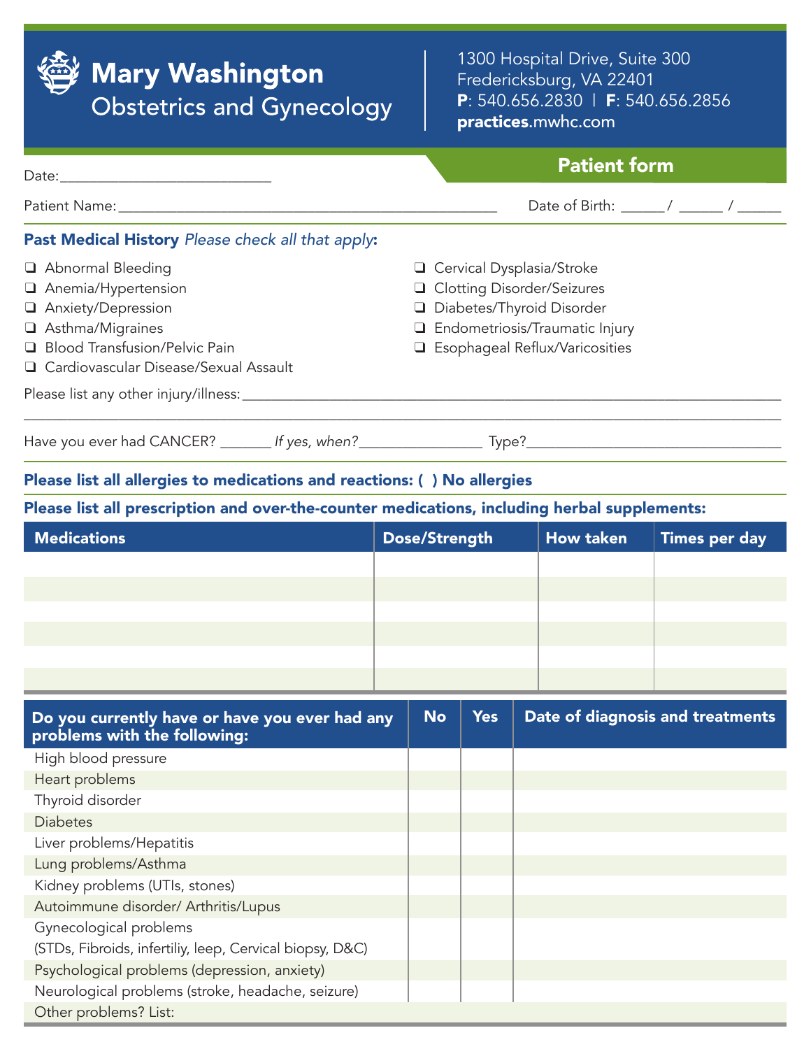# Mary Washington
## Obstetrics and Gynecology

1300 Hospital Drive, Suite 300
Fredericksburg, VA 22401
**P**: 540.656.2830 | **F**: 540.656.2856
**practices**.mwhc.com

## Patient form

Date:___________________________

Patient Name:_______________________________________________ Date of Birth: _____ / _____ / _____

**Past Medical History** *Please check all that apply*:

- ❑ Abnormal Bleeding
- ❑ Anemia/Hypertension
- ❑ Anxiety/Depression
- ❑ Asthma/Migraines
- ❑ Blood Transfusion/Pelvic Pain
- ❑ Cardiovascular Disease/Sexual Assault
- ❑ Cervical Dysplasia/Stroke
- ❑ Clotting Disorder/Seizures
- ❑ Diabetes/Thyroid Disorder
- ❑ Endometriosis/Traumatic Injury
- ❑ Esophageal Reflux/Varicosities

Please list any other injury/illness:_________________________________________________________________________

_____________________________________________________________________________________________________

Have you ever had CANCER? _______ *If yes, when?*________________ Type?________________________________

**Please list all allergies to medications and reactions: ( ) No allergies**

**Please list all prescription and over-the-counter medications, including herbal supplements:**

| Medications | Dose/Strength | How taken | Times per day |
|---|---|---|---|
| | | | |
| | | | |
| | | | |
| | | | |
| | | | |
| | | | |

| Do you currently have or have you ever had any problems with the following: | No | Yes | Date of diagnosis and treatments |
|---|---|---|---|
| High blood pressure | | | |
| Heart problems | | | |
| Thyroid disorder | | | |
| Diabetes | | | |
| Liver problems/Hepatitis | | | |
| Lung problems/Asthma | | | |
| Kidney problems (UTIs, stones) | | | |
| Autoimmune disorder/ Arthritis/Lupus | | | |
| Gynecological problems (STDs, Fibroids, infertiliy, leep, Cervical biopsy, D&C) | | | |
| Psychological problems (depression, anxiety) | | | |
| Neurological problems (stroke, headache, seizure) | | | |
| Other problems? List: | | | |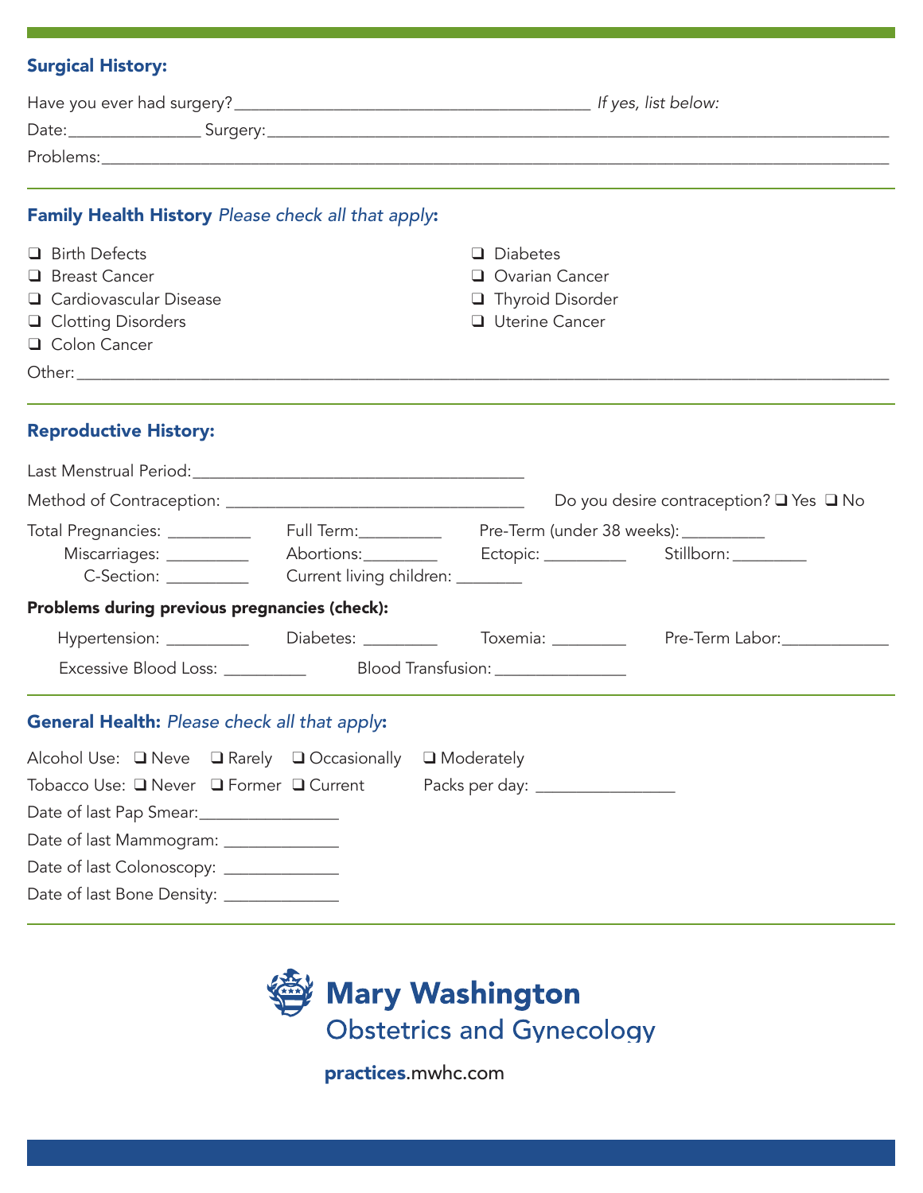## Surgical History:

Have you ever had surgery?\_\_\_\_\_\_\_\_\_\_\_\_\_\_\_\_\_\_\_\_\_\_\_\_\_\_\_\_\_\_\_\_\_\_\_\_\_\_\_\_\_\_ *If yes, list below:*

Date:\_\_\_\_\_\_\_\_\_\_\_\_\_\_\_ Surgery:\_\_\_\_\_\_\_\_\_\_\_\_\_\_\_\_\_\_\_\_\_\_\_\_\_\_\_\_\_\_\_\_\_\_\_\_\_\_\_\_\_\_\_\_\_\_\_\_\_\_\_\_\_\_\_\_\_\_\_\_\_\_\_\_\_\_\_\_\_\_\_\_

Problems:\_\_\_\_\_\_\_\_\_\_\_\_\_\_\_\_\_\_\_\_\_\_\_\_\_\_\_\_\_\_\_\_\_\_\_\_\_\_\_\_\_\_\_\_\_\_\_\_\_\_\_\_\_\_\_\_\_\_\_\_\_\_\_\_\_\_\_\_\_\_\_\_\_\_\_\_\_\_\_\_\_\_\_\_\_\_\_\_\_

## Family Health History *Please check all that apply*:

- ❑ Birth Defects
- ❑ Breast Cancer
- ❑ Cardiovascular Disease
- ❑ Clotting Disorders
- ❑ Colon Cancer
- ❑ Diabetes
- ❑ Ovarian Cancer
- ❑ Thyroid Disorder
- ❑ Uterine Cancer

Other:\_\_\_\_\_\_\_\_\_\_\_\_\_\_\_\_\_\_\_\_\_\_\_\_\_\_\_\_\_\_\_\_\_\_\_\_\_\_\_\_\_\_\_\_\_\_\_\_\_\_\_\_\_\_\_\_\_\_\_\_\_\_\_\_\_\_\_\_\_\_\_\_\_\_\_\_\_\_\_\_\_\_\_\_\_\_\_\_\_\_\_\_\_

## Reproductive History:

Last Menstrual Period:\_\_\_\_\_\_\_\_\_\_\_\_\_\_\_\_\_\_\_\_\_\_\_\_\_\_\_\_\_\_\_\_\_\_\_\_\_\_\_

Method of Contraception: \_\_\_\_\_\_\_\_\_\_\_\_\_\_\_\_\_\_\_\_\_\_\_\_\_\_\_\_\_\_\_\_\_\_\_ Do you desire contraception? ❑ Yes ❑ No

Total Pregnancies: \_\_\_\_\_\_\_\_\_\_ Full Term:\_\_\_\_\_\_\_\_\_\_ Pre-Term (under 38 weeks):\_\_\_\_\_\_\_\_\_\_

Miscarriages: \_\_\_\_\_\_\_\_\_\_ Abortions:\_\_\_\_\_\_\_\_\_ Ectopic: \_\_\_\_\_\_\_\_\_\_ Stillborn: \_\_\_\_\_\_\_\_\_

C-Section: \_\_\_\_\_\_\_\_\_\_ Current living children: \_\_\_\_\_\_\_\_

**Problems during previous pregnancies (check):**

Hypertension: \_\_\_\_\_\_\_\_\_\_ Diabetes: \_\_\_\_\_\_\_\_\_ Toxemia: \_\_\_\_\_\_\_\_\_ Pre-Term Labor:\_\_\_\_\_\_\_\_\_\_\_\_\_

Excessive Blood Loss: \_\_\_\_\_\_\_\_\_\_ Blood Transfusion: \_\_\_\_\_\_\_\_\_\_\_\_\_\_\_

## General Health: *Please check all that apply*:

Alcohol Use: ❑ Neve ❑ Rarely ❑ Occasionally ❑ Moderately

Tobacco Use: ❑ Never ❑ Former ❑ Current Packs per day: \_\_\_\_\_\_\_\_\_\_\_\_\_\_\_\_

Date of last Pap Smear:\_\_\_\_\_\_\_\_\_\_\_\_\_\_\_\_

Date of last Mammogram: \_\_\_\_\_\_\_\_\_\_\_\_\_\_

Date of last Colonoscopy: \_\_\_\_\_\_\_\_\_\_\_\_\_\_

Date of last Bone Density: \_\_\_\_\_\_\_\_\_\_\_\_\_\_

**Mary Washington**
Obstetrics and Gynecology

**practices**.mwhc.com